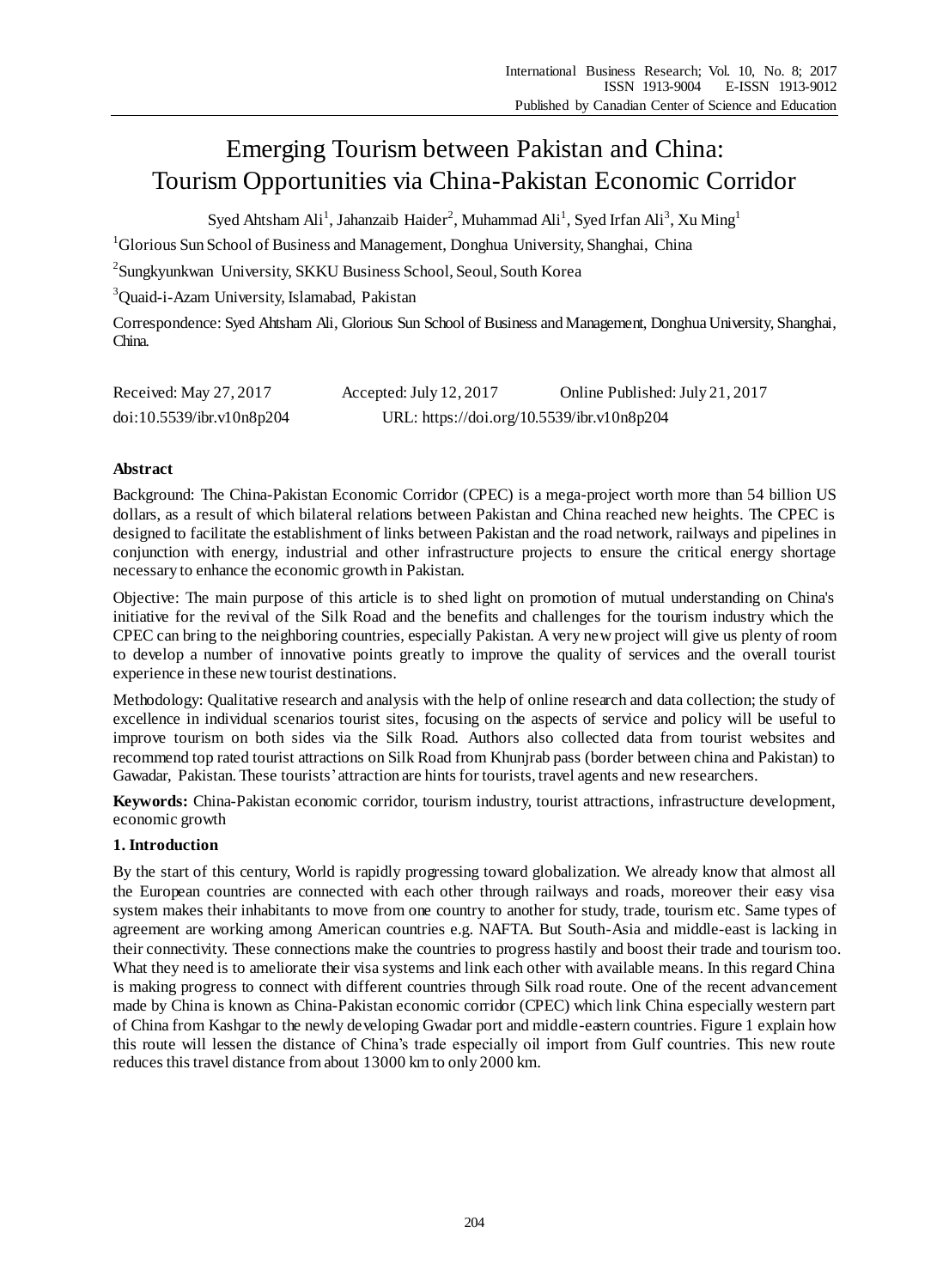# Emerging Tourism between Pakistan and China: Tourism Opportunities via China-Pakistan Economic Corridor

Syed Ahtsham Ali[1], Jahanzaib Haider[2], Muhammad Ali[1], Syed Irfan Ali[3], Xu Ming[1]

[1]Glorious Sun School of Business and Management, Donghua University, Shanghai, China

[2]Sungkyunkwan University, SKKU Business School, Seoul, South Korea

[3]Quaid-i-Azam University, Islamabad, Pakistan

Correspondence: Syed Ahtsham Ali, Glorious Sun School of Business and Management, Donghua University, Shanghai, China.

Received: May 27, 2017 Accepted: July 12, 2017 Online Published: July 21, 2017

doi:10.5539/ibr.v10n8p204 URL: https://doi.org/10.5539/ibr.v10n8p204

## Abstract

Background: The China-Pakistan Economic Corridor (CPEC) is a mega-project worth more than 54 billion US dollars, as a result of which bilateral relations between Pakistan and China reached new heights. The CPEC is designed to facilitate the establishment of links between Pakistan and the road network, railways and pipelines in conjunction with energy, industrial and other infrastructure projects to ensure the critical energy shortage necessary to enhance the economic growth in Pakistan.

Objective: The main purpose of this article is to shed light on promotion of mutual understanding on China's initiative for the revival of the Silk Road and the benefits and challenges for the tourism industry which the CPEC can bring to the neighboring countries, especially Pakistan. A very new project will give us plenty of room to develop a number of innovative points greatly to improve the quality of services and the overall tourist experience in these new tourist destinations.

Methodology: Qualitative research and analysis with the help of online research and data collection; the study of excellence in individual scenarios tourist sites, focusing on the aspects of service and policy will be useful to improve tourism on both sides via the Silk Road. Authors also collected data from tourist websites and recommend top rated tourist attractions on Silk Road from Khunjrab pass (border between china and Pakistan) to Gawadar, Pakistan. These tourists' attraction are hints for tourists, travel agents and new researchers.

**Keywords:** China-Pakistan economic corridor, tourism industry, tourist attractions, infrastructure development, economic growth

## 1. Introduction

By the start of this century, World is rapidly progressing toward globalization. We already know that almost all the European countries are connected with each other through railways and roads, moreover their easy visa system makes their inhabitants to move from one country to another for study, trade, tourism etc. Same types of agreement are working among American countries e.g. NAFTA. But South-Asia and middle-east is lacking in their connectivity. These connections make the countries to progress hastily and boost their trade and tourism too. What they need is to ameliorate their visa systems and link each other with available means. In this regard China is making progress to connect with different countries through Silk road route. One of the recent advancement made by China is known as China-Pakistan economic corridor (CPEC) which link China especially western part of China from Kashgar to the newly developing Gwadar port and middle-eastern countries. Figure 1 explain how this route will lessen the distance of China's trade especially oil import from Gulf countries. This new route reduces this travel distance from about 13000 km to only 2000 km.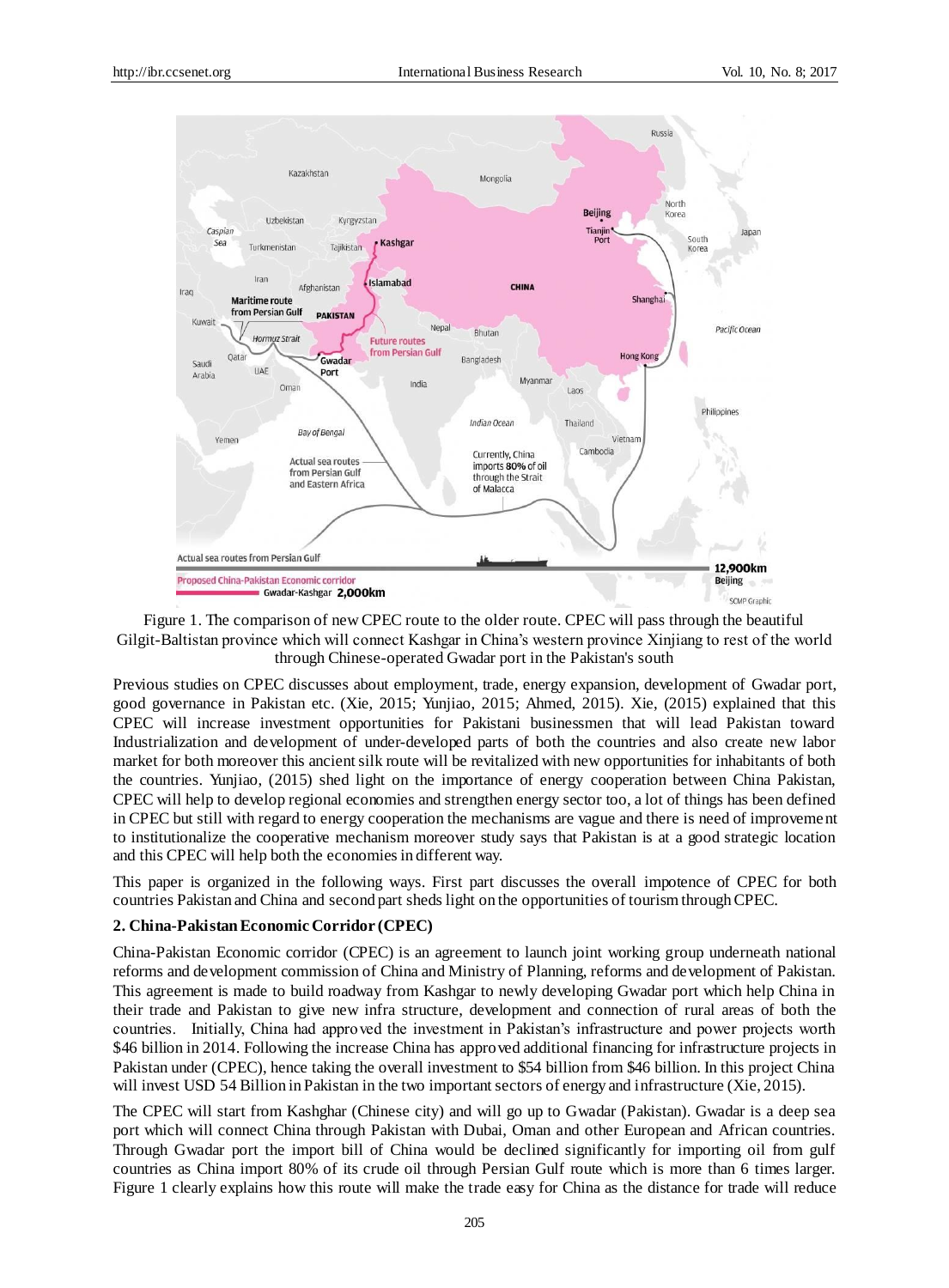Figure 1. The comparison of new CPEC route to the older route. CPEC will pass through the beautiful Gilgit-Baltistan province which will connect Kashgar in China's western province Xinjiang to rest of the world through Chinese-operated Gwadar port in the Pakistan's south

Previous studies on CPEC discusses about employment, trade, energy expansion, development of Gwadar port, good governance in Pakistan etc. (Xie, 2015; Yunjiao, 2015; Ahmed, 2015). Xie, (2015) explained that this CPEC will increase investment opportunities for Pakistani businessmen that will lead Pakistan toward Industrialization and development of under-developed parts of both the countries and also create new labor market for both moreover this ancient silk route will be revitalized with new opportunities for inhabitants of both the countries. Yunjiao, (2015) shed light on the importance of energy cooperation between China Pakistan, CPEC will help to develop regional economies and strengthen energy sector too, a lot of things has been defined in CPEC but still with regard to energy cooperation the mechanisms are vague and there is need of improvement to institutionalize the cooperative mechanism moreover study says that Pakistan is at a good strategic location and this CPEC will help both the economies in different way.

This paper is organized in the following ways. First part discusses the overall impotence of CPEC for both countries Pakistan and China and second part sheds light on the opportunities of tourism through CPEC.

## 2. China-Pakistan Economic Corridor (CPEC)

China-Pakistan Economic corridor (CPEC) is an agreement to launch joint working group underneath national reforms and development commission of China and Ministry of Planning, reforms and development of Pakistan. This agreement is made to build roadway from Kashgar to newly developing Gwadar port which help China in their trade and Pakistan to give new infra structure, development and connection of rural areas of both the countries. Initially, China had approved the investment in Pakistan's infrastructure and power projects worth $46 billion in 2014. Following the increase China has approved additional financing for infrastructure projects in Pakistan under (CPEC), hence taking the overall investment to $54 billion from $46 billion. In this project China will invest USD 54 Billion in Pakistan in the two important sectors of energy and infrastructure (Xie, 2015).

The CPEC will start from Kashghar (Chinese city) and will go up to Gwadar (Pakistan). Gwadar is a deep sea port which will connect China through Pakistan with Dubai, Oman and other European and African countries. Through Gwadar port the import bill of China would be declined significantly for importing oil from gulf countries as China import 80% of its crude oil through Persian Gulf route which is more than 6 times larger. Figure 1 clearly explains how this route will make the trade easy for China as the distance for trade will reduce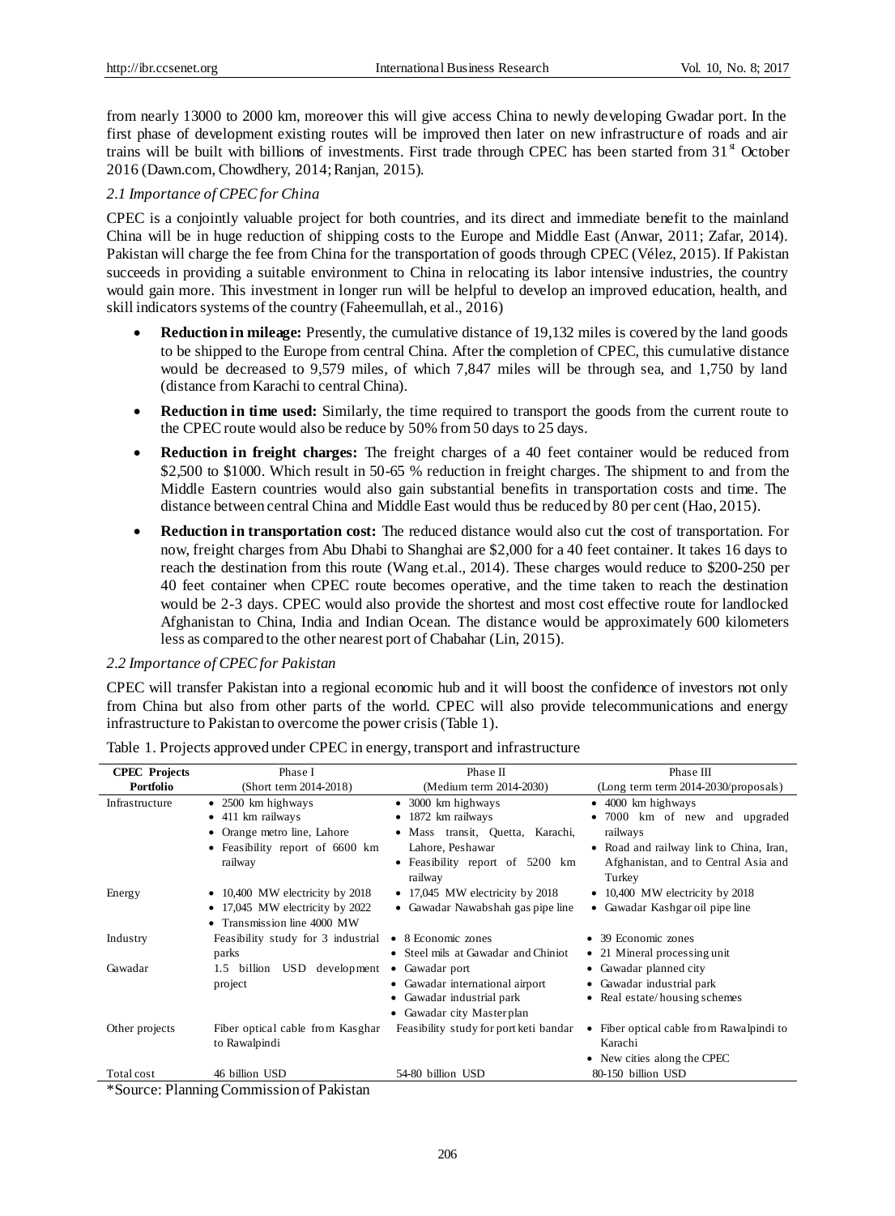from nearly 13000 to 2000 km, moreover this will give access China to newly developing Gwadar port. In the first phase of development existing routes will be improved then later on new infrastructure of roads and air trains will be built with billions of investments. First trade through CPEC has been started from 31st October 2016 (Dawn.com, Chowdhery, 2014; Ranjan, 2015).

### *2.1 Importance of CPEC for China*

CPEC is a conjointly valuable project for both countries, and its direct and immediate benefit to the mainland China will be in huge reduction of shipping costs to the Europe and Middle East (Anwar, 2011; Zafar, 2014). Pakistan will charge the fee from China for the transportation of goods through CPEC (Vélez, 2015). If Pakistan succeeds in providing a suitable environment to China in relocating its labor intensive industries, the country would gain more. This investment in longer run will be helpful to develop an improved education, health, and skill indicators systems of the country (Faheemullah, et al., 2016)

- **Reduction in mileage:** Presently, the cumulative distance of 19,132 miles is covered by the land goods to be shipped to the Europe from central China. After the completion of CPEC, this cumulative distance would be decreased to 9,579 miles, of which 7,847 miles will be through sea, and 1,750 by land (distance from Karachi to central China).
- **Reduction in time used:** Similarly, the time required to transport the goods from the current route to the CPEC route would also be reduce by 50% from 50 days to 25 days.
- **Reduction in freight charges:** The freight charges of a 40 feet container would be reduced from $2,500 to $1000. Which result in 50-65 % reduction in freight charges. The shipment to and from the Middle Eastern countries would also gain substantial benefits in transportation costs and time. The distance between central China and Middle East would thus be reduced by 80 per cent (Hao, 2015).
- **Reduction in transportation cost:** The reduced distance would also cut the cost of transportation. For now, freight charges from Abu Dhabi to Shanghai are $2,000 for a 40 feet container. It takes 16 days to reach the destination from this route (Wang et.al., 2014). These charges would reduce to $200-250 per 40 feet container when CPEC route becomes operative, and the time taken to reach the destination would be 2-3 days. CPEC would also provide the shortest and most cost effective route for landlocked Afghanistan to China, India and Indian Ocean. The distance would be approximately 600 kilometers less as compared to the other nearest port of Chabahar (Lin, 2015).

### *2.2 Importance of CPEC for Pakistan*

CPEC will transfer Pakistan into a regional economic hub and it will boost the confidence of investors not only from China but also from other parts of the world. CPEC will also provide telecommunications and energy infrastructure to Pakistan to overcome the power crisis (Table 1).

Table 1. Projects approved under CPEC in energy, transport and infrastructure

| CPEC Projects Portfolio | Phase I (Short term 2014-2018) | Phase II (Medium term 2014-2030) | Phase III (Long term term 2014-2030/proposals) |
|---|---|---|---|
| Infrastructure | • 2500 km highways<br>• 411 km railways<br>• Orange metro line, Lahore<br>• Feasibility report of 6600 km railway | • 3000 km highways<br>• 1872 km railways<br>• Mass transit, Quetta, Karachi, Lahore, Peshawar<br>• Feasibility report of 5200 km railway | • 4000 km highways<br>• 7000 km of new and upgraded railways<br>• Road and railway link to China, Iran, Afghanistan, and to Central Asia and Turkey |
| Energy | • 10,400 MW electricity by 2018<br>• 17,045 MW electricity by 2022<br>• Transmission line 4000 MW | • 17,045 MW electricity by 2018<br>• Gawadar Nawabshah gas pipe line | • 10,400 MW electricity by 2018<br>• Gawadar Kashgar oil pipe line |
| Industry | Feasibility study for 3 industrial parks | • 8 Economic zones<br>• Steel mils at Gawadar and Chiniot | • 39 Economic zones<br>• 21 Mineral processing unit |
| Gawadar | 1.5 billion USD development project | • Gawadar port<br>• Gawadar international airport<br>• Gawadar industrial park<br>• Gawadar city Master plan | • Gawadar planned city<br>• Gawadar industrial park<br>• Real estate/housing schemes |
| Other projects | Fiber optical cable from Kasghar to Rawalpindi | Feasibility study for port keti bandar | • Fiber optical cable from Rawalpindi to Karachi<br>• New cities along the CPEC |
| Total cost | 46 billion USD | 54-80 billion USD | 80-150 billion USD |

*Source: Planning Commission of Pakistan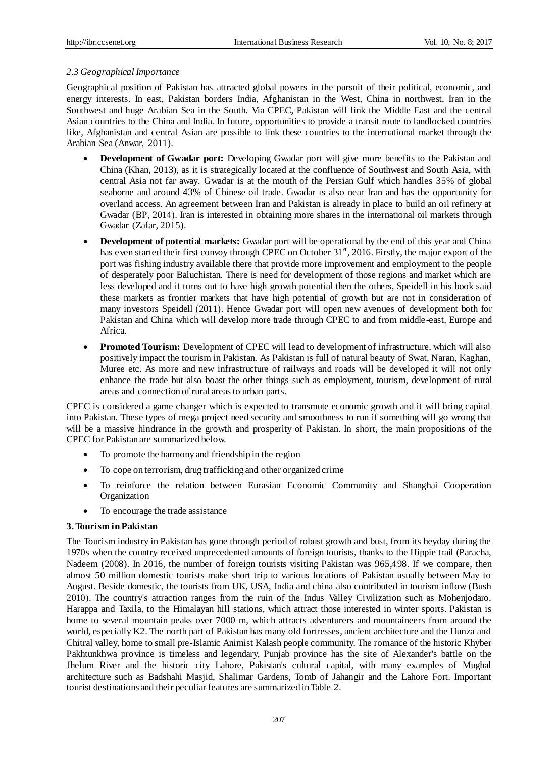### *2.3 Geographical Importance*

Geographical position of Pakistan has attracted global powers in the pursuit of their political, economic, and energy interests. In east, Pakistan borders India, Afghanistan in the West, China in northwest, Iran in the Southwest and huge Arabian Sea in the South. Via CPEC, Pakistan will link the Middle East and the central Asian countries to the China and India. In future, opportunities to provide a transit route to landlocked countries like, Afghanistan and central Asian are possible to link these countries to the international market through the Arabian Sea (Anwar, 2011).

- **Development of Gwadar port:** Developing Gwadar port will give more benefits to the Pakistan and China (Khan, 2013), as it is strategically located at the confluence of Southwest and South Asia, with central Asia not far away. Gwadar is at the mouth of the Persian Gulf which handles 35% of global seaborne and around 43% of Chinese oil trade. Gwadar is also near Iran and has the opportunity for overland access. An agreement between Iran and Pakistan is already in place to build an oil refinery at Gwadar (BP, 2014). Iran is interested in obtaining more shares in the international oil markets through Gwadar (Zafar, 2015).
- **Development of potential markets:** Gwadar port will be operational by the end of this year and China has even started their first convoy through CPEC on October 31[st], 2016. Firstly, the major export of the port was fishing industry available there that provide more improvement and employment to the people of desperately poor Baluchistan. There is need for development of those regions and market which are less developed and it turns out to have high growth potential then the others, Speidell in his book said these markets as frontier markets that have high potential of growth but are not in consideration of many investors Speidell (2011). Hence Gwadar port will open new avenues of development both for Pakistan and China which will develop more trade through CPEC to and from middle-east, Europe and Africa.
- **Promoted Tourism:** Development of CPEC will lead to development of infrastructure, which will also positively impact the tourism in Pakistan. As Pakistan is full of natural beauty of Swat, Naran, Kaghan, Muree etc. As more and new infrastructure of railways and roads will be developed it will not only enhance the trade but also boast the other things such as employment, tourism, development of rural areas and connection of rural areas to urban parts.

CPEC is considered a game changer which is expected to transmute economic growth and it will bring capital into Pakistan. These types of mega project need security and smoothness to run if something will go wrong that will be a massive hindrance in the growth and prosperity of Pakistan. In short, the main propositions of the CPEC for Pakistan are summarized below.

- To promote the harmony and friendship in the region
- To cope on terrorism, drug trafficking and other organized crime
- To reinforce the relation between Eurasian Economic Community and Shanghai Cooperation Organization
- To encourage the trade assistance

## 3. Tourism in Pakistan

The Tourism industry in Pakistan has gone through period of robust growth and bust, from its heyday during the 1970s when the country received unprecedented amounts of foreign tourists, thanks to the Hippie trail (Paracha, Nadeem (2008). In 2016, the number of foreign tourists visiting Pakistan was 965,498. If we compare, then almost 50 million domestic tourists make short trip to various locations of Pakistan usually between May to August. Beside domestic, the tourists from UK, USA, India and china also contributed in tourism inflow (Bush 2010). The country's attraction ranges from the ruin of the Indus Valley Civilization such as Mohenjodaro, Harappa and Taxila, to the Himalayan hill stations, which attract those interested in winter sports. Pakistan is home to several mountain peaks over 7000 m, which attracts adventurers and mountaineers from around the world, especially K2. The north part of Pakistan has many old fortresses, ancient architecture and the Hunza and Chitral valley, home to small pre-Islamic Animist Kalash people community. The romance of the historic Khyber Pakhtunkhwa province is timeless and legendary, Punjab province has the site of Alexander's battle on the Jhelum River and the historic city Lahore, Pakistan's cultural capital, with many examples of Mughal architecture such as Badshahi Masjid, Shalimar Gardens, Tomb of Jahangir and the Lahore Fort. Important tourist destinations and their peculiar features are summarized in Table 2.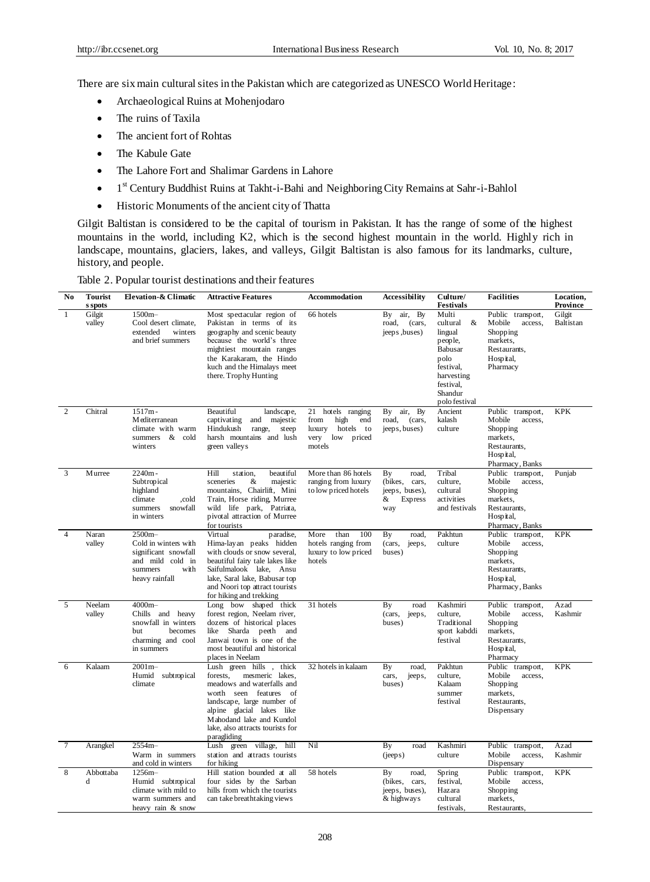There are six main cultural sites in the Pakistan which are categorized as UNESCO World Heritage:

- Archaeological Ruins at Mohenjodaro
- The ruins of Taxila
- The ancient fort of Rohtas
- The Kabule Gate
- The Lahore Fort and Shalimar Gardens in Lahore
- 1st Century Buddhist Ruins at Takht-i-Bahi and Neighboring City Remains at Sahr-i-Bahlol
- Historic Monuments of the ancient city of Thatta

Gilgit Baltistan is considered to be the capital of tourism in Pakistan. It has the range of some of the highest mountains in the world, including K2, which is the second highest mountain in the world. Highly rich in landscape, mountains, glaciers, lakes, and valleys, Gilgit Baltistan is also famous for its landmarks, culture, history, and people.

Table 2. Popular tourist destinations and their features

| No | Tourist s spots | Elevation-& Climatic | Attractive Features | Accommodation | Accessibility | Culture/ Festivals | Facilities | Location, Province |
|---|---|---|---|---|---|---|---|---|
| 1 | Gilgit valley | 1500m– Cool desert climate, extended winters and brief summers | Most spectacular region of Pakistan in terms of its geography and scenic beauty because the world's three mightiest mountain ranges the Karakaram, the Hindo kuch and the Himalays meet there. Trophy Hunting | 66 hotels | By air, By road, (cars, jeeps ,buses) | Multi cultural & lingual people, Babusar polo festival, harvesting festival, Shandur polo festival | Public transport, Mobile access, Shopping markets, Restaurants, Hospital, Pharmacy | Gilgit Baltistan |
| 2 | Chitral | 1517m - Mediterranean climate with warm summers & cold winters | Beautiful landscape, captivating and majestic Hindukush range, steep harsh mountains and lush green valleys | 21 hotels ranging from high end luxury hotels to very low priced motels | By air, By road, (cars, jeeps, buses) | Ancient kalash culture | Public transport, Mobile access, Shopping markets, Restaurants, Hospital, Pharmacy, Banks | KPK |
| 3 | Murree | 2240m - Subtropical highland climate ,cold summers snowfall in winters | Hill station, beautiful sceneries & majestic mountains, Chairlift, Mini Train, Horse riding, Murree wild life park, Patriata, pivotal attraction of Murree for tourists | More than 86 hotels ranging from luxury to low priced hotels | By road, (bikes, cars, jeeps, buses), & Express way | Tribal culture, cultural activities and festivals | Public transport, Mobile access, Shopping markets, Restaurants, Hospital, Pharmacy, Banks | Punjab |
| 4 | Naran valley | 2500m– Cold in winters with significant snowfall and mild cold in summers with heavy rainfall | Virtual paradise, Hima-layan peaks hidden with clouds or snow several, beautiful fairy tale lakes like Saifulmalook lake, Ansu lake, Saral lake, Babusar top and Noori top attract tourists for hiking and trekking | More than 100 hotels ranging from luxury to low priced hotels | By road, (cars, jeeps, buses) | Pakhtun culture | Public transport, Mobile access, Shopping markets, Restaurants, Hospital, Pharmacy, Banks | KPK |
| 5 | Neelam valley | 4000m– Chills and heavy snowfall in winters but becomes charming and cool in summers | Long bow shaped thick forest region, Neelam river, dozens of historical places like Sharda peeth and Janwai town is one of the most beautiful and historical places in Neelam | 31 hotels | By road (cars, jeeps, buses) | Kashmiri culture, Traditional sport kabddi festival | Public transport, Mobile access, Shopping markets, Restaurants, Hospital, Pharmacy | Azad Kashmir |
| 6 | Kalaam | 2001m– Humid subtropical climate | Lush green hills , thick forests, mesmeric lakes, meadows and waterfalls and worth seen features of landscape, large number of alpine glacial lakes like Mahodand lake and Kundol lake, also attracts tourists for paragliding | 32 hotels in kalaam | By road, cars, jeeps, buses) | Pakhtun culture, Kalaam summer festival | Public transport, Mobile access, Shopping markets, Restaurants, Dispensary | KPK |
| 7 | Arangkel | 2554m– Warm in summers and cold in winters | Lush green village, hill station and attracts tourists for hiking | Nil | By road (jeeps) | Kashmiri culture | Public transport, Mobile access, Dispensary | Azad Kashmir |
| 8 | Abbottaba d | 1256m– Humid subtropical climate with mild to warm summers and heavy rain & snow | Hill station bounded at all four sides by the Sarban hills from which the tourists can take breathtaking views | 58 hotels | By road, (bikes, cars, jeeps, buses), & highways | Spring festival, Hazara cultural festivals, | Public transport, Mobile access, Shopping markets, Restaurants, | KPK |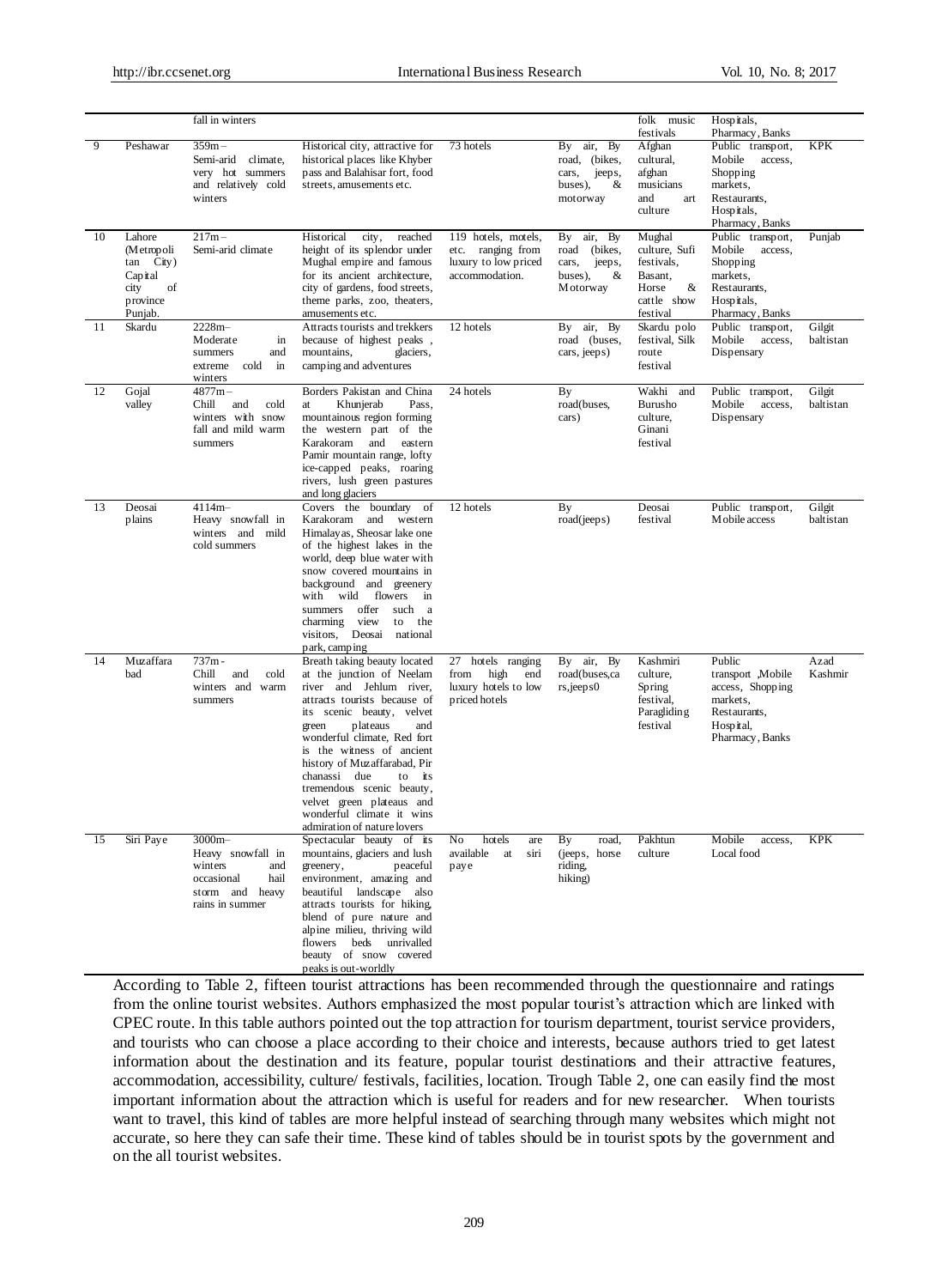| | | fall in winters | | | | folk music festivals | Hospitals, Pharmacy, Banks | |
|---|---|---|---|---|---|---|---|---|
| 9 | Peshawar | 359m – Semi-arid climate, very hot summers and relatively cold winters | Historical city, attractive for historical places like Khyber pass and Balahisar fort, food streets, amusements etc. | 73 hotels | By air, By road, (bikes, cars, jeeps, buses), & motorway | Afghan cultural, afghan musicians and art culture | Public transport, Mobile access, Shopping markets, Restaurants, Hospitals, Pharmacy, Banks | KPK |
| 10 | Lahore (Metropolitan City) Capital city of province Punjab. | 217m – Semi-arid climate | Historical city, reached height of its splendor under Mughal empire and famous for its ancient architecture, city of gardens, food streets, theme parks, zoo, theaters, amusements etc. | 119 hotels, motels, etc. ranging from luxury to low priced accommodation. | By air, By road (bikes, cars, jeeps, buses), & Motorway | Mughal culture, Sufi festivals, Basant, Horse & cattle show festival | Public transport, Mobile access, Shopping markets, Restaurants, Hospitals, Pharmacy, Banks | Punjab |
| 11 | Skardu | 2228m– Moderate in summers and extreme cold in winters | Attracts tourists and trekkers because of highest peaks , mountains, glaciers, camping and adventures | 12 hotels | By air, By road (buses, cars, jeeps) | Skardu polo festival, Silk route festival | Public transport, Mobile access, Dispensary | Gilgit baltistan |
| 12 | Gojal valley | 4877m – Chill and cold winters with snow fall and mild warm summers | Borders Pakistan and China at Khunjerab Pass, mountainous region forming the western part of the Karakoram and eastern Pamir mountain range, lofty ice-capped peaks, roaring rivers, lush green pastures and long glaciers | 24 hotels | By road(buses, cars) | Wakhi and Burusho culture, Ginani festival | Public transport, Mobile access, Dispensary | Gilgit baltistan |
| 13 | Deosai plains | 4114m– Heavy snowfall in winters and mild cold summers | Covers the boundary of Karakoram and western Himalayas, Sheosar lake one of the highest lakes in the world, deep blue water with snow covered mountains in background and greenery with wild flowers in summers offer such a charming view to the visitors, Deosai national park, camping | 12 hotels | By road(jeeps) | Deosai festival | Public transport, Mobile access | Gilgit baltistan |
| 14 | Muzaffarabad | 737m - Chill and cold winters and warm summers | Breath taking beauty located at the junction of Neelam river and Jehlum river, attracts tourists because of its scenic beauty, velvet green plateaus and wonderful climate, Red fort is the witness of ancient history of Muzaffarabad, Pir chanassi due to its tremendous scenic beauty, velvet green plateaus and wonderful climate it wins admiration of nature lovers | 27 hotels ranging from high end luxury hotels to low priced hotels | By air, By road(buses,cars,jeeps0 | Kashmiri culture, Spring festival, Paragliding festival | Public transport ,Mobile access, Shopping markets, Restaurants, Hospital, Pharmacy, Banks | Azad Kashmir |
| 15 | Siri Paye | 3000m– Heavy snowfall in winters and occasional hail storm and heavy rains in summer | Spectacular beauty of its mountains, glaciers and lush greenery, peaceful environment, amazing and beautiful landscape also attracts tourists for hiking, blend of pure nature and alpine milieu, thriving wild flowers beds unrivalled beauty of snow covered peaks is out-worldly | No hotels are available at siri paye | By road, (jeeps, horse riding, hiking) | Pakhtun culture | Mobile access, Local food | KPK |

According to Table 2, fifteen tourist attractions has been recommended through the questionnaire and ratings from the online tourist websites. Authors emphasized the most popular tourist's attraction which are linked with CPEC route. In this table authors pointed out the top attraction for tourism department, tourist service providers, and tourists who can choose a place according to their choice and interests, because authors tried to get latest information about the destination and its feature, popular tourist destinations and their attractive features, accommodation, accessibility, culture/ festivals, facilities, location. Trough Table 2, one can easily find the most important information about the attraction which is useful for readers and for new researcher. When tourists want to travel, this kind of tables are more helpful instead of searching through many websites which might not accurate, so here they can safe their time. These kind of tables should be in tourist spots by the government and on the all tourist websites.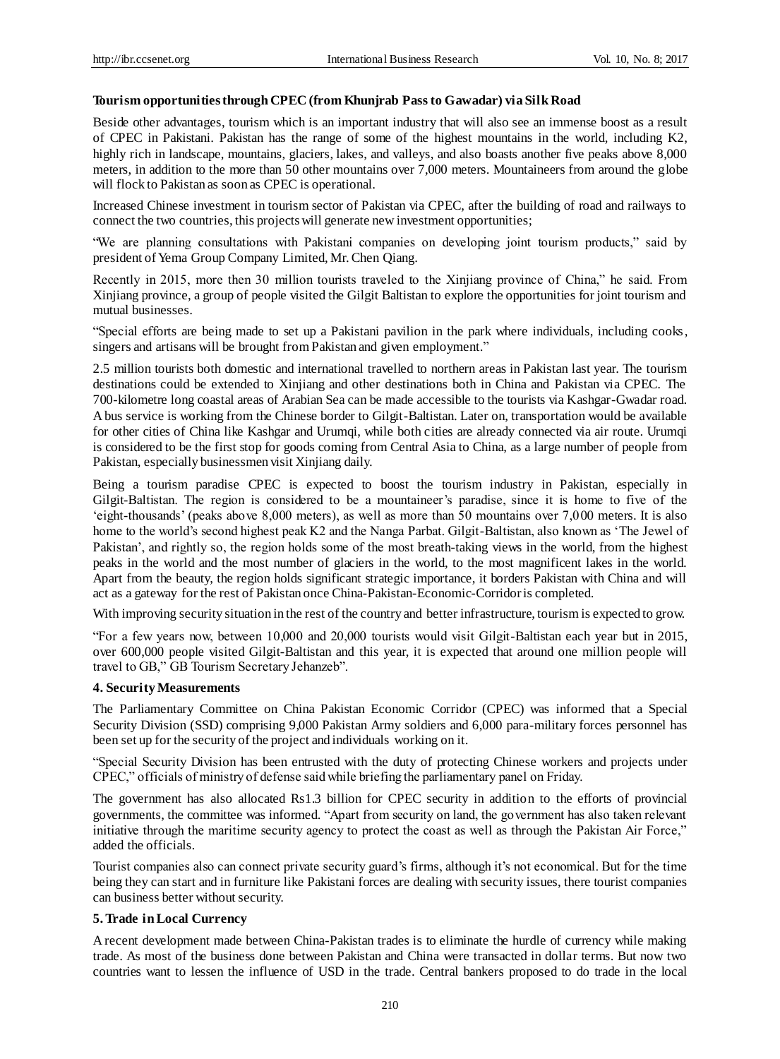**Tourism opportunities through CPEC (from Khunjrab Pass to Gawadar) via Silk Road**

Beside other advantages, tourism which is an important industry that will also see an immense boost as a result of CPEC in Pakistani. Pakistan has the range of some of the highest mountains in the world, including K2, highly rich in landscape, mountains, glaciers, lakes, and valleys, and also boasts another five peaks above 8,000 meters, in addition to the more than 50 other mountains over 7,000 meters. Mountaineers from around the globe will flock to Pakistan as soon as CPEC is operational.

Increased Chinese investment in tourism sector of Pakistan via CPEC, after the building of road and railways to connect the two countries, this projects will generate new investment opportunities;

"We are planning consultations with Pakistani companies on developing joint tourism products," said by president of Yema Group Company Limited, Mr. Chen Qiang.

Recently in 2015, more then 30 million tourists traveled to the Xinjiang province of China," he said. From Xinjiang province, a group of people visited the Gilgit Baltistan to explore the opportunities for joint tourism and mutual businesses.

"Special efforts are being made to set up a Pakistani pavilion in the park where individuals, including cooks, singers and artisans will be brought from Pakistan and given employment."

2.5 million tourists both domestic and international travelled to northern areas in Pakistan last year. The tourism destinations could be extended to Xinjiang and other destinations both in China and Pakistan via CPEC. The 700-kilometre long coastal areas of Arabian Sea can be made accessible to the tourists via Kashgar-Gwadar road. A bus service is working from the Chinese border to Gilgit-Baltistan. Later on, transportation would be available for other cities of China like Kashgar and Urumqi, while both cities are already connected via air route. Urumqi is considered to be the first stop for goods coming from Central Asia to China, as a large number of people from Pakistan, especially businessmen visit Xinjiang daily.

Being a tourism paradise CPEC is expected to boost the tourism industry in Pakistan, especially in Gilgit-Baltistan. The region is considered to be a mountaineer's paradise, since it is home to five of the 'eight-thousands' (peaks above 8,000 meters), as well as more than 50 mountains over 7,000 meters. It is also home to the world's second highest peak K2 and the Nanga Parbat. Gilgit-Baltistan, also known as 'The Jewel of Pakistan', and rightly so, the region holds some of the most breath-taking views in the world, from the highest peaks in the world and the most number of glaciers in the world, to the most magnificent lakes in the world. Apart from the beauty, the region holds significant strategic importance, it borders Pakistan with China and will act as a gateway for the rest of Pakistan once China-Pakistan-Economic-Corridor is completed.

With improving security situation in the rest of the country and better infrastructure, tourism is expected to grow.

"For a few years now, between 10,000 and 20,000 tourists would visit Gilgit-Baltistan each year but in 2015, over 600,000 people visited Gilgit-Baltistan and this year, it is expected that around one million people will travel to GB," GB Tourism Secretary Jehanzeb".

## 4. Security Measurements

The Parliamentary Committee on China Pakistan Economic Corridor (CPEC) was informed that a Special Security Division (SSD) comprising 9,000 Pakistan Army soldiers and 6,000 para-military forces personnel has been set up for the security of the project and individuals working on it.

"Special Security Division has been entrusted with the duty of protecting Chinese workers and projects under CPEC," officials of ministry of defense said while briefing the parliamentary panel on Friday.

The government has also allocated Rs1.3 billion for CPEC security in addition to the efforts of provincial governments, the committee was informed. "Apart from security on land, the government has also taken relevant initiative through the maritime security agency to protect the coast as well as through the Pakistan Air Force," added the officials.

Tourist companies also can connect private security guard's firms, although it's not economical. But for the time being they can start and in furniture like Pakistani forces are dealing with security issues, there tourist companies can business better without security.

## 5. Trade in Local Currency

A recent development made between China-Pakistan trades is to eliminate the hurdle of currency while making trade. As most of the business done between Pakistan and China were transacted in dollar terms. But now two countries want to lessen the influence of USD in the trade. Central bankers proposed to do trade in the local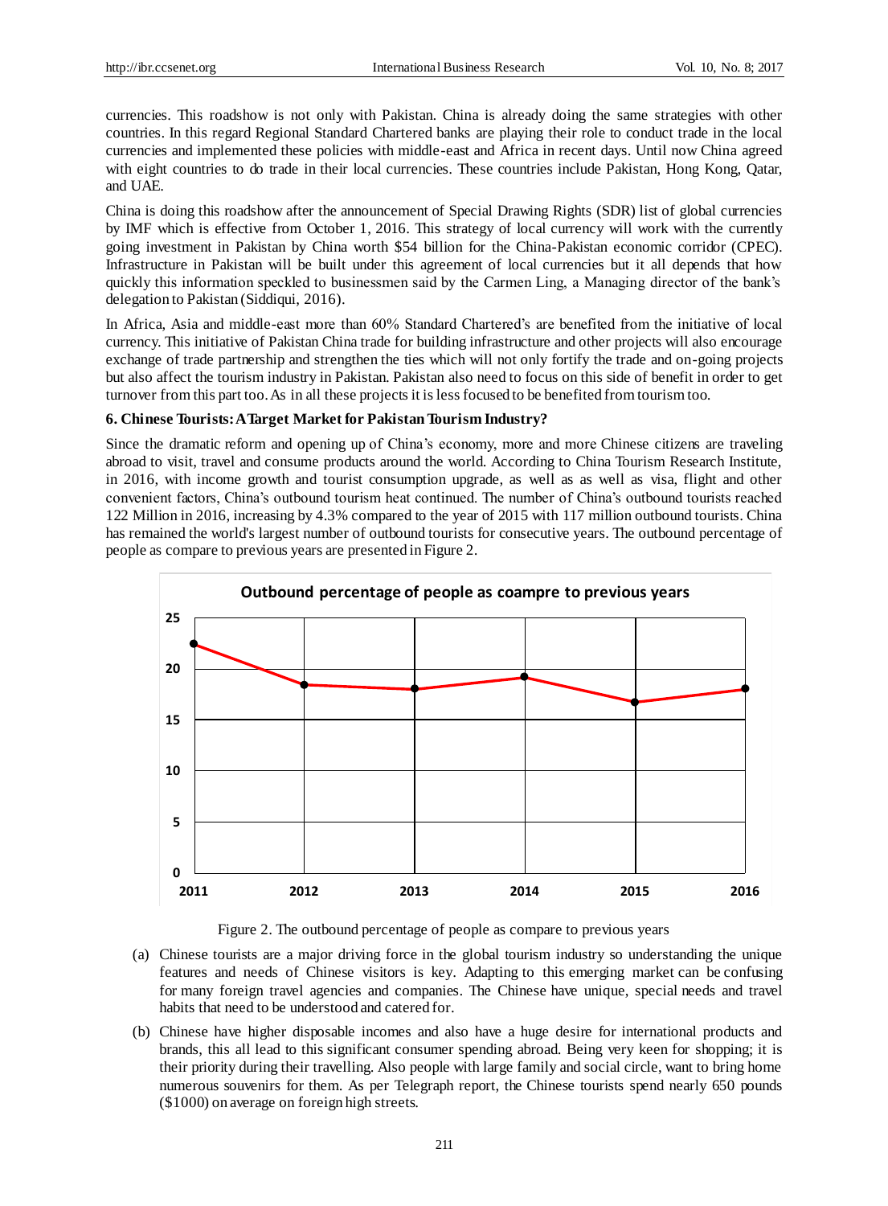currencies. This roadshow is not only with Pakistan. China is already doing the same strategies with other countries. In this regard Regional Standard Chartered banks are playing their role to conduct trade in the local currencies and implemented these policies with middle-east and Africa in recent days. Until now China agreed with eight countries to do trade in their local currencies. These countries include Pakistan, Hong Kong, Qatar, and UAE.

China is doing this roadshow after the announcement of Special Drawing Rights (SDR) list of global currencies by IMF which is effective from October 1, 2016. This strategy of local currency will work with the currently going investment in Pakistan by China worth $54 billion for the China-Pakistan economic corridor (CPEC). Infrastructure in Pakistan will be built under this agreement of local currencies but it all depends that how quickly this information speckled to businessmen said by the Carmen Ling, a Managing director of the bank's delegation to Pakistan (Siddiqui, 2016).

In Africa, Asia and middle-east more than 60% Standard Chartered's are benefited from the initiative of local currency. This initiative of Pakistan China trade for building infrastructure and other projects will also encourage exchange of trade partnership and strengthen the ties which will not only fortify the trade and on-going projects but also affect the tourism industry in Pakistan. Pakistan also need to focus on this side of benefit in order to get turnover from this part too. As in all these projects it is less focused to be benefited from tourism too.

**6. Chinese Tourists: A Target Market for Pakistan Tourism Industry?**

Since the dramatic reform and opening up of China's economy, more and more Chinese citizens are traveling abroad to visit, travel and consume products around the world. According to China Tourism Research Institute, in 2016, with income growth and tourist consumption upgrade, as well as as well as visa, flight and other convenient factors, China's outbound tourism heat continued. The number of China's outbound tourists reached 122 Million in 2016, increasing by 4.3% compared to the year of 2015 with 117 million outbound tourists. China has remained the world's largest number of outbound tourists for consecutive years. The outbound percentage of people as compare to previous years are presented in Figure 2.

Figure 2. The outbound percentage of people as compare to previous years

(a) Chinese tourists are a major driving force in the global tourism industry so understanding the unique features and needs of Chinese visitors is key. Adapting to this emerging market can be confusing for many foreign travel agencies and companies. The Chinese have unique, special needs and travel habits that need to be understood and catered for.

(b) Chinese have higher disposable incomes and also have a huge desire for international products and brands, this all lead to this significant consumer spending abroad. Being very keen for shopping; it is their priority during their travelling. Also people with large family and social circle, want to bring home numerous souvenirs for them. As per Telegraph report, the Chinese tourists spend nearly 650 pounds ($1000) on average on foreign high streets.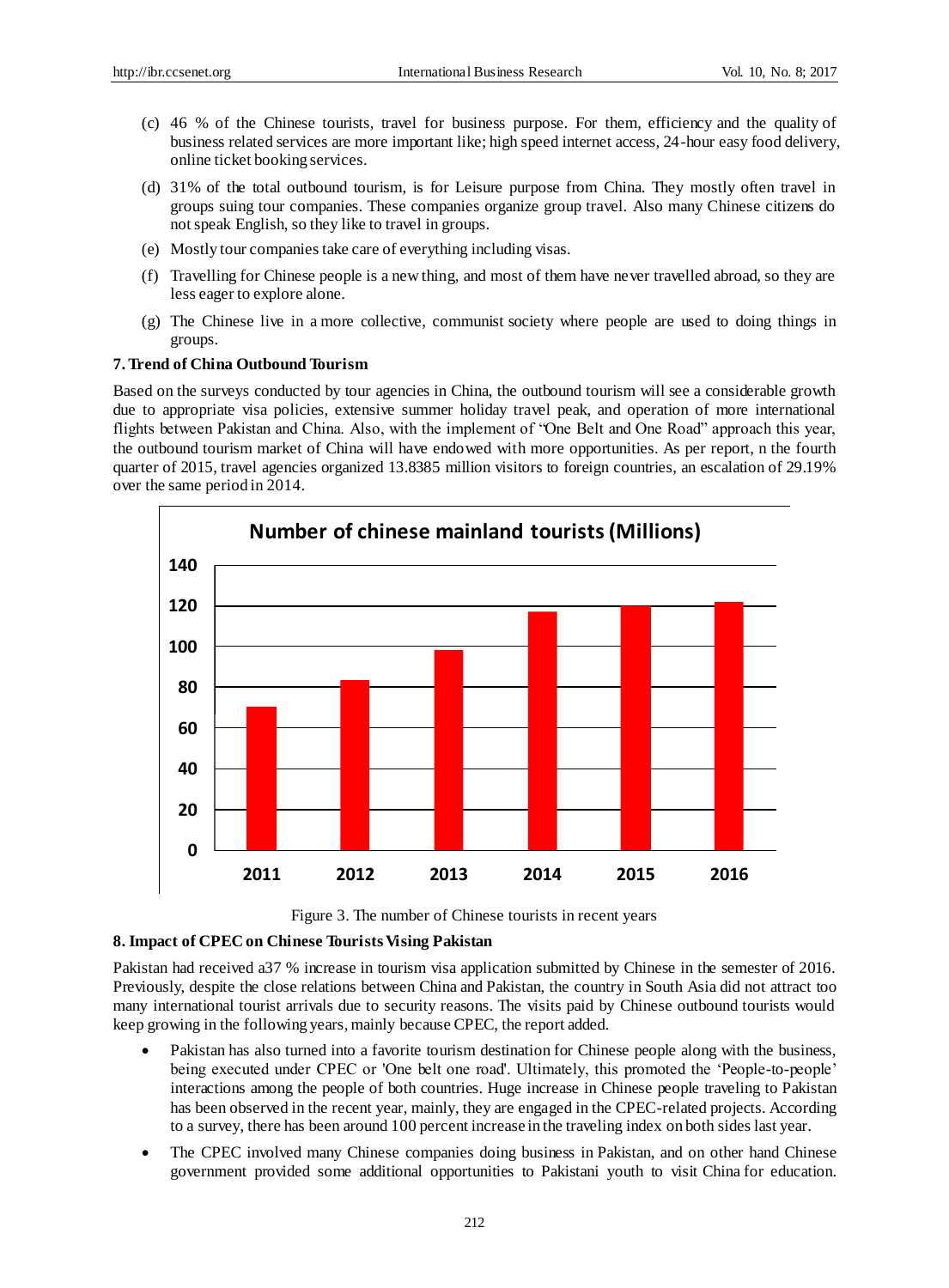(c) 46 % of the Chinese tourists, travel for business purpose. For them, efficiency and the quality of business related services are more important like; high speed internet access, 24-hour easy food delivery, online ticket booking services.

(d) 31% of the total outbound tourism, is for Leisure purpose from China. They mostly often travel in groups suing tour companies. These companies organize group travel. Also many Chinese citizens do not speak English, so they like to travel in groups.

(e) Mostly tour companies take care of everything including visas.

(f) Travelling for Chinese people is a new thing, and most of them have never travelled abroad, so they are less eager to explore alone.

(g) The Chinese live in a more collective, communist society where people are used to doing things in groups.

**7. Trend of China Outbound Tourism**

Based on the surveys conducted by tour agencies in China, the outbound tourism will see a considerable growth due to appropriate visa policies, extensive summer holiday travel peak, and operation of more international flights between Pakistan and China. Also, with the implement of "One Belt and One Road" approach this year, the outbound tourism market of China will have endowed with more opportunities. As per report, n the fourth quarter of 2015, travel agencies organized 13.8385 million visitors to foreign countries, an escalation of 29.19% over the same period in 2014.

Figure 3. The number of Chinese tourists in recent years

**8. Impact of CPEC on Chinese Tourists Vising Pakistan**

Pakistan had received a37 % increase in tourism visa application submitted by Chinese in the semester of 2016. Previously, despite the close relations between China and Pakistan, the country in South Asia did not attract too many international tourist arrivals due to security reasons. The visits paid by Chinese outbound tourists would keep growing in the following years, mainly because CPEC, the report added.

- Pakistan has also turned into a favorite tourism destination for Chinese people along with the business, being executed under CPEC or 'One belt one road'. Ultimately, this promoted the 'People-to-people' interactions among the people of both countries. Huge increase in Chinese people traveling to Pakistan has been observed in the recent year, mainly, they are engaged in the CPEC-related projects. According to a survey, there has been around 100 percent increase in the traveling index on both sides last year.
- The CPEC involved many Chinese companies doing business in Pakistan, and on other hand Chinese government provided some additional opportunities to Pakistani youth to visit China for education.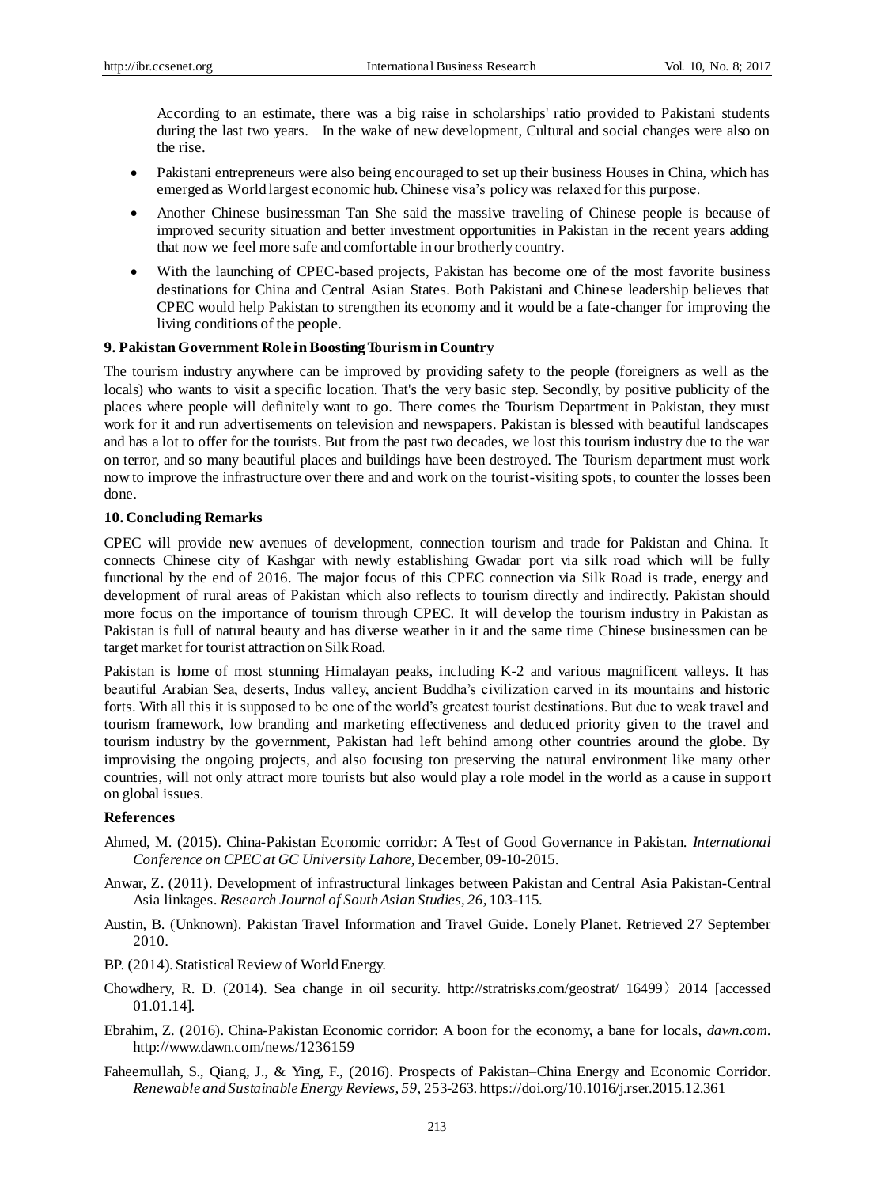According to an estimate, there was a big raise in scholarships' ratio provided to Pakistani students during the last two years. In the wake of new development, Cultural and social changes were also on the rise.

- Pakistani entrepreneurs were also being encouraged to set up their business Houses in China, which has emerged as World largest economic hub. Chinese visa's policy was relaxed for this purpose.
- Another Chinese businessman Tan She said the massive traveling of Chinese people is because of improved security situation and better investment opportunities in Pakistan in the recent years adding that now we feel more safe and comfortable in our brotherly country.
- With the launching of CPEC-based projects, Pakistan has become one of the most favorite business destinations for China and Central Asian States. Both Pakistani and Chinese leadership believes that CPEC would help Pakistan to strengthen its economy and it would be a fate-changer for improving the living conditions of the people.

## 9. Pakistan Government Role in Boosting Tourism in Country

The tourism industry anywhere can be improved by providing safety to the people (foreigners as well as the locals) who wants to visit a specific location. That's the very basic step. Secondly, by positive publicity of the places where people will definitely want to go. There comes the Tourism Department in Pakistan, they must work for it and run advertisements on television and newspapers. Pakistan is blessed with beautiful landscapes and has a lot to offer for the tourists. But from the past two decades, we lost this tourism industry due to the war on terror, and so many beautiful places and buildings have been destroyed. The Tourism department must work now to improve the infrastructure over there and and work on the tourist-visiting spots, to counter the losses been done.

## 10. Concluding Remarks

CPEC will provide new avenues of development, connection tourism and trade for Pakistan and China. It connects Chinese city of Kashgar with newly establishing Gwadar port via silk road which will be fully functional by the end of 2016. The major focus of this CPEC connection via Silk Road is trade, energy and development of rural areas of Pakistan which also reflects to tourism directly and indirectly. Pakistan should more focus on the importance of tourism through CPEC. It will develop the tourism industry in Pakistan as Pakistan is full of natural beauty and has diverse weather in it and the same time Chinese businessmen can be target market for tourist attraction on Silk Road.

Pakistan is home of most stunning Himalayan peaks, including K-2 and various magnificent valleys. It has beautiful Arabian Sea, deserts, Indus valley, ancient Buddha's civilization carved in its mountains and historic forts. With all this it is supposed to be one of the world's greatest tourist destinations. But due to weak travel and tourism framework, low branding and marketing effectiveness and deduced priority given to the travel and tourism industry by the government, Pakistan had left behind among other countries around the globe. By improvising the ongoing projects, and also focusing ton preserving the natural environment like many other countries, will not only attract more tourists but also would play a role model in the world as a cause in support on global issues.

## References

Ahmed, M. (2015). China-Pakistan Economic corridor: A Test of Good Governance in Pakistan. *International Conference on CPEC at GC University Lahore*, December, 09-10-2015.

Anwar, Z. (2011). Development of infrastructural linkages between Pakistan and Central Asia Pakistan-Central Asia linkages. *Research Journal of South Asian Studies, 26*, 103-115.

Austin, B. (Unknown). Pakistan Travel Information and Travel Guide. Lonely Planet. Retrieved 27 September 2010.

BP. (2014). Statistical Review of World Energy.

Chowdhery, R. D. (2014). Sea change in oil security. http://stratrisks.com/geostrat/ 16499〉2014 [accessed 01.01.14].

Ebrahim, Z. (2016). China-Pakistan Economic corridor: A boon for the economy, a bane for locals, *dawn.com*. http://www.dawn.com/news/1236159

Faheemullah, S., Qiang, J., & Ying, F., (2016). Prospects of Pakistan–China Energy and Economic Corridor. *Renewable and Sustainable Energy Reviews, 59*, 253-263. https://doi.org/10.1016/j.rser.2015.12.361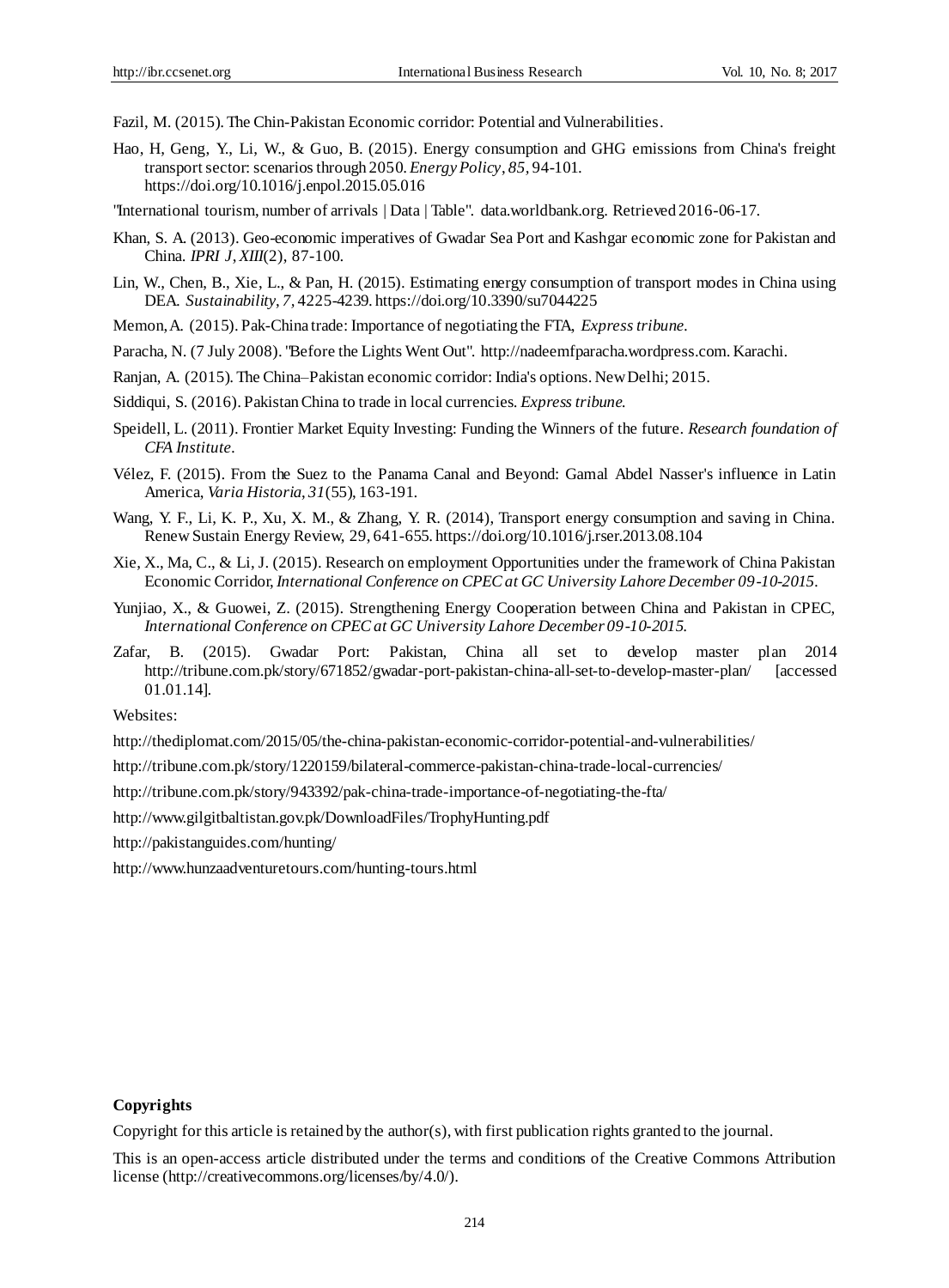Fazil, M. (2015). The Chin-Pakistan Economic corridor: Potential and Vulnerabilities.

Hao, H, Geng, Y., Li, W., & Guo, B. (2015). Energy consumption and GHG emissions from China's freight transport sector: scenarios through 2050. *Energy Policy*, *85,* 94-101. https://doi.org/10.1016/j.enpol.2015.05.016

"International tourism, number of arrivals | Data | Table". data.worldbank.org. Retrieved 2016-06-17.

Khan, S. A. (2013). Geo-economic imperatives of Gwadar Sea Port and Kashgar economic zone for Pakistan and China. *IPRI J, XIII*(2), 87-100.

Lin, W., Chen, B., Xie, L., & Pan, H. (2015). Estimating energy consumption of transport modes in China using DEA. *Sustainability*, *7,* 4225-4239. https://doi.org/10.3390/su7044225

Memon, A. (2015). Pak-China trade: Importance of negotiating the FTA, *Express tribune*.

Paracha, N. (7 July 2008). "Before the Lights Went Out". http://nadeemfparacha.wordpress.com. Karachi.

Ranjan, A. (2015). The China–Pakistan economic corridor: India's options. New Delhi; 2015.

Siddiqui, S. (2016). Pakistan China to trade in local currencies. *Express tribune.*

Speidell, L. (2011). Frontier Market Equity Investing: Funding the Winners of the future. *Research foundation of CFA Institute*.

Vélez, F. (2015). From the Suez to the Panama Canal and Beyond: Gamal Abdel Nasser's influence in Latin America, *Varia Historia, 31*(55), 163-191.

Wang, Y. F., Li, K. P., Xu, X. M., & Zhang, Y. R. (2014), Transport energy consumption and saving in China. Renew Sustain Energy Review, 29, 641-655. https://doi.org/10.1016/j.rser.2013.08.104

Xie, X., Ma, C., & Li, J. (2015). Research on employment Opportunities under the framework of China Pakistan Economic Corridor, *International Conference on CPEC at GC University Lahore December 09-10-2015*.

Yunjiao, X., & Guowei, Z. (2015). Strengthening Energy Cooperation between China and Pakistan in CPEC, *International Conference on CPEC at GC University Lahore December 09-10-2015.*

Zafar, B. (2015). Gwadar Port: Pakistan, China all set to develop master plan 2014 http://tribune.com.pk/story/671852/gwadar-port-pakistan-china-all-set-to-develop-master-plan/ [accessed 01.01.14].

Websites:

http://thediplomat.com/2015/05/the-china-pakistan-economic-corridor-potential-and-vulnerabilities/

http://tribune.com.pk/story/1220159/bilateral-commerce-pakistan-china-trade-local-currencies/

http://tribune.com.pk/story/943392/pak-china-trade-importance-of-negotiating-the-fta/

http://www.gilgitbaltistan.gov.pk/DownloadFiles/TrophyHunting.pdf

http://pakistanguides.com/hunting/

http://www.hunzaadventuretours.com/hunting-tours.html

**Copyrights**

Copyright for this article is retained by the author(s), with first publication rights granted to the journal.

This is an open-access article distributed under the terms and conditions of the Creative Commons Attribution license (http://creativecommons.org/licenses/by/4.0/).